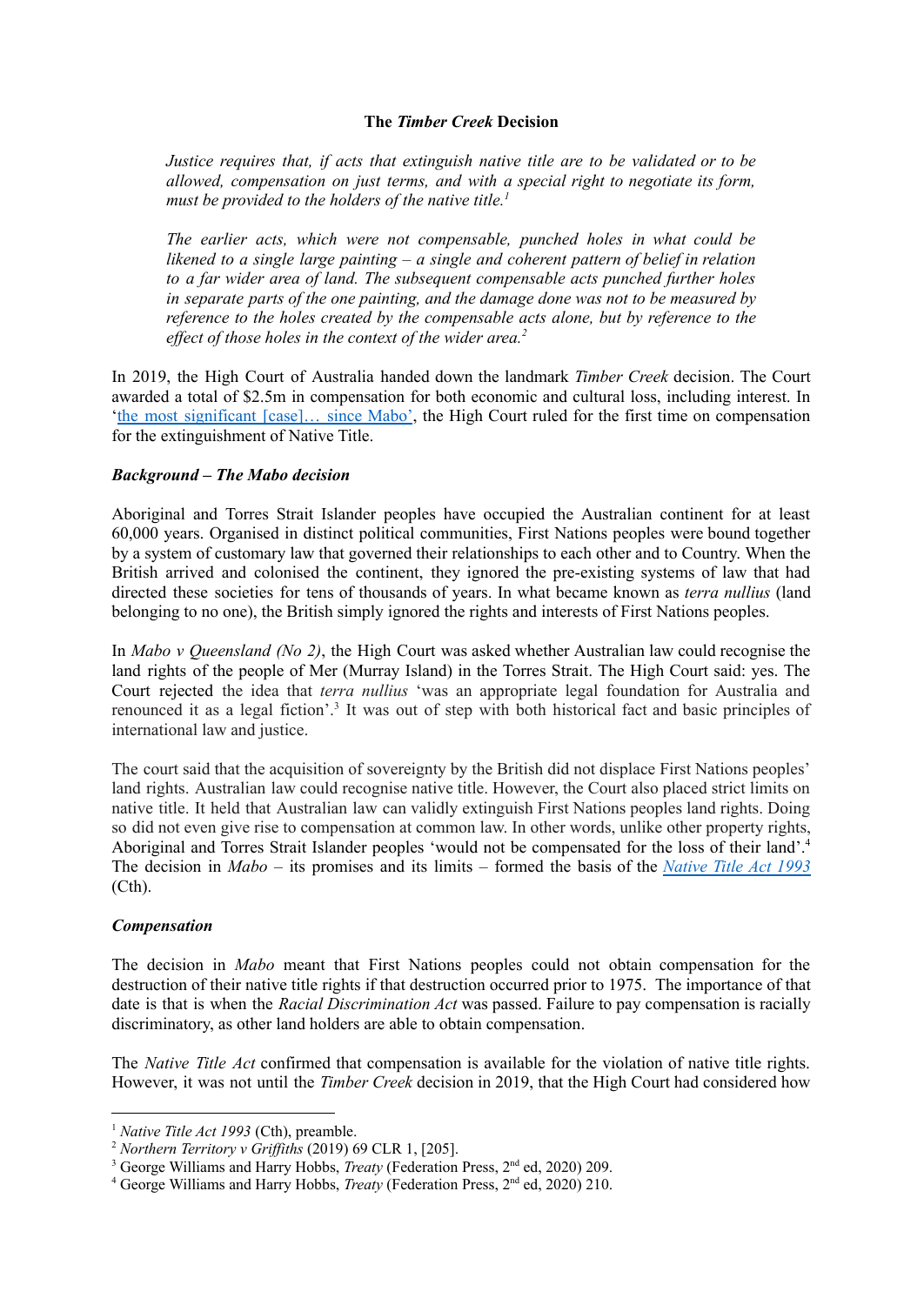# The *Timber Creek* Decision

> *Justice requires that, if acts that extinguish native title are to be validated or to be allowed, compensation on just terms, and with a special right to negotiate its form, must be provided to the holders of the native title.*[1]

> *The earlier acts, which were not compensable, punched holes in what could be likened to a single large painting – a single and coherent pattern of belief in relation to a far wider area of land. The subsequent compensable acts punched further holes in separate parts of the one painting, and the damage done was not to be measured by reference to the holes created by the compensable acts alone, but by reference to the effect of those holes in the context of the wider area.*[2]

In 2019, the High Court of Australia handed down the landmark *Timber Creek* decision. The Court awarded a total of $2.5m in compensation for both economic and cultural loss, including interest. In '[the most significant [case]… since Mabo'](), the High Court ruled for the first time on compensation for the extinguishment of Native Title.

### *Background – The Mabo decision*

Aboriginal and Torres Strait Islander peoples have occupied the Australian continent for at least 60,000 years. Organised in distinct political communities, First Nations peoples were bound together by a system of customary law that governed their relationships to each other and to Country. When the British arrived and colonised the continent, they ignored the pre-existing systems of law that had directed these societies for tens of thousands of years. In what became known as *terra nullius* (land belonging to no one), the British simply ignored the rights and interests of First Nations peoples.

In *Mabo v Queensland (No 2)*, the High Court was asked whether Australian law could recognise the land rights of the people of Mer (Murray Island) in the Torres Strait. The High Court said: yes. The Court rejected the idea that *terra nullius* 'was an appropriate legal foundation for Australia and renounced it as a legal fiction'.[3] It was out of step with both historical fact and basic principles of international law and justice.

The court said that the acquisition of sovereignty by the British did not displace First Nations peoples' land rights. Australian law could recognise native title. However, the Court also placed strict limits on native title. It held that Australian law can validly extinguish First Nations peoples land rights. Doing so did not even give rise to compensation at common law. In other words, unlike other property rights, Aboriginal and Torres Strait Islander peoples 'would not be compensated for the loss of their land'.[4] The decision in *Mabo* – its promises and its limits – formed the basis of the [*Native Title Act 1993*]() (Cth).

### *Compensation*

The decision in *Mabo* meant that First Nations peoples could not obtain compensation for the destruction of their native title rights if that destruction occurred prior to 1975. The importance of that date is that is when the *Racial Discrimination Act* was passed. Failure to pay compensation is racially discriminatory, as other land holders are able to obtain compensation.

The *Native Title Act* confirmed that compensation is available for the violation of native title rights. However, it was not until the *Timber Creek* decision in 2019, that the High Court had considered how

---

[1] *Native Title Act 1993* (Cth), preamble.

[2] *Northern Territory v Griffiths* (2019) 69 CLR 1, [205].

[3] George Williams and Harry Hobbs, *Treaty* (Federation Press, 2nd ed, 2020) 209.

[4] George Williams and Harry Hobbs, *Treaty* (Federation Press, 2nd ed, 2020) 210.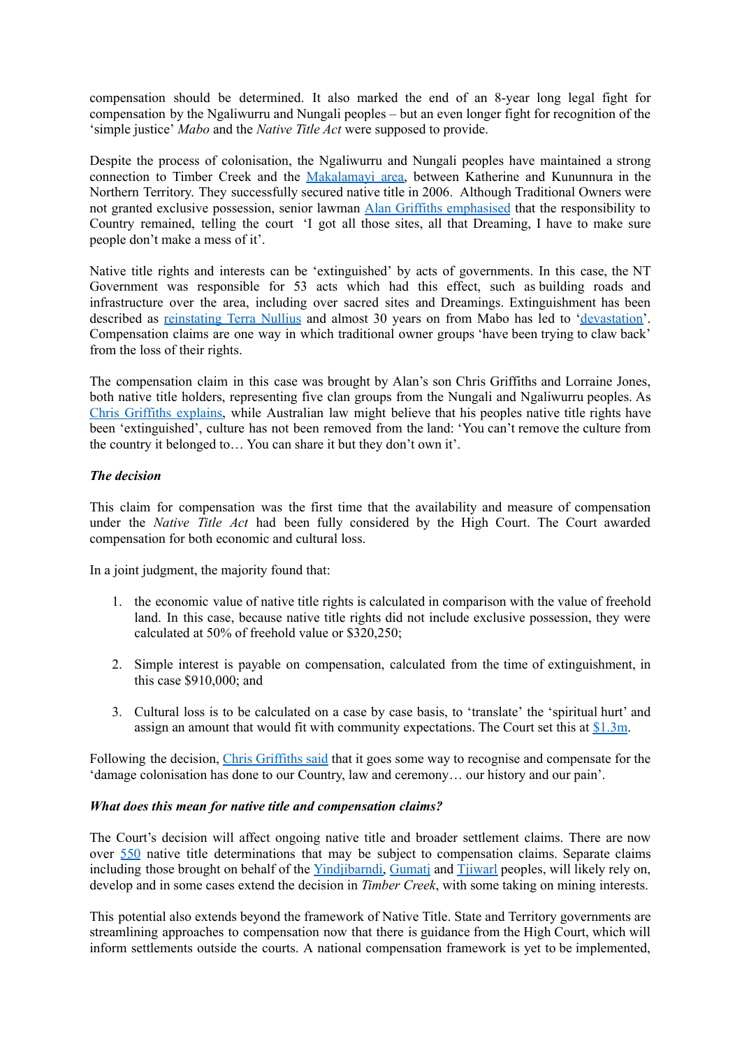compensation should be determined. It also marked the end of an 8-year long legal fight for compensation by the Ngaliwurru and Nungali peoples – but an even longer fight for recognition of the 'simple justice' *Mabo* and the *Native Title Act* were supposed to provide.

Despite the process of colonisation, the Ngaliwurru and Nungali peoples have maintained a strong connection to Timber Creek and the Makalamayi area, between Katherine and Kununnura in the Northern Territory. They successfully secured native title in 2006. Although Traditional Owners were not granted exclusive possession, senior lawman Alan Griffiths emphasised that the responsibility to Country remained, telling the court 'I got all those sites, all that Dreaming, I have to make sure people don't make a mess of it'.

Native title rights and interests can be 'extinguished' by acts of governments. In this case, the NT Government was responsible for 53 acts which had this effect, such as building roads and infrastructure over the area, including over sacred sites and Dreamings. Extinguishment has been described as reinstating Terra Nullius and almost 30 years on from Mabo has led to 'devastation'. Compensation claims are one way in which traditional owner groups 'have been trying to claw back' from the loss of their rights.

The compensation claim in this case was brought by Alan's son Chris Griffiths and Lorraine Jones, both native title holders, representing five clan groups from the Nungali and Ngaliwurru peoples. As Chris Griffiths explains, while Australian law might believe that his peoples native title rights have been 'extinguished', culture has not been removed from the land: 'You can't remove the culture from the country it belonged to… You can share it but they don't own it'.

***The decision***

This claim for compensation was the first time that the availability and measure of compensation under the *Native Title Act* had been fully considered by the High Court. The Court awarded compensation for both economic and cultural loss.

In a joint judgment, the majority found that:

1. the economic value of native title rights is calculated in comparison with the value of freehold land. In this case, because native title rights did not include exclusive possession, they were calculated at 50% of freehold value or $320,250;

2. Simple interest is payable on compensation, calculated from the time of extinguishment, in this case $910,000; and

3. Cultural loss is to be calculated on a case by case basis, to 'translate' the 'spiritual hurt' and assign an amount that would fit with community expectations. The Court set this at $1.3m.

Following the decision, Chris Griffiths said that it goes some way to recognise and compensate for the 'damage colonisation has done to our Country, law and ceremony… our history and our pain'.

***What does this mean for native title and compensation claims?***

The Court's decision will affect ongoing native title and broader settlement claims. There are now over 550 native title determinations that may be subject to compensation claims. Separate claims including those brought on behalf of the Yindjibarndi, Gumatj and Tjiwarl peoples, will likely rely on, develop and in some cases extend the decision in *Timber Creek*, with some taking on mining interests.

This potential also extends beyond the framework of Native Title. State and Territory governments are streamlining approaches to compensation now that there is guidance from the High Court, which will inform settlements outside the courts. A national compensation framework is yet to be implemented,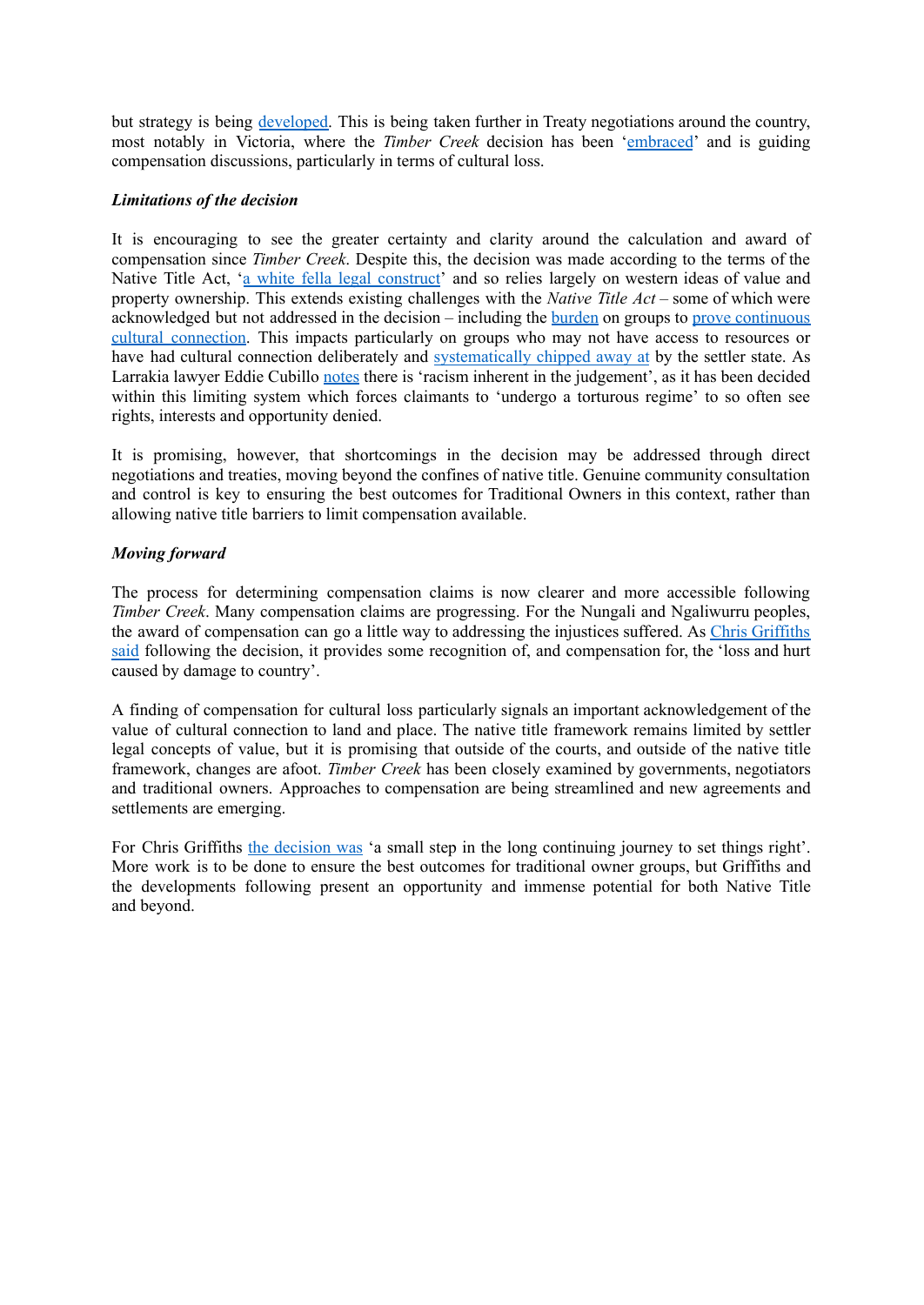but strategy is being developed. This is being taken further in Treaty negotiations around the country, most notably in Victoria, where the *Timber Creek* decision has been 'embraced' and is guiding compensation discussions, particularly in terms of cultural loss.

***Limitations of the decision***

It is encouraging to see the greater certainty and clarity around the calculation and award of compensation since *Timber Creek*. Despite this, the decision was made according to the terms of the Native Title Act, 'a white fella legal construct' and so relies largely on western ideas of value and property ownership. This extends existing challenges with the *Native Title Act* – some of which were acknowledged but not addressed in the decision – including the burden on groups to prove continuous cultural connection. This impacts particularly on groups who may not have access to resources or have had cultural connection deliberately and systematically chipped away at by the settler state. As Larrakia lawyer Eddie Cubillo notes there is 'racism inherent in the judgement', as it has been decided within this limiting system which forces claimants to 'undergo a torturous regime' to so often see rights, interests and opportunity denied.

It is promising, however, that shortcomings in the decision may be addressed through direct negotiations and treaties, moving beyond the confines of native title. Genuine community consultation and control is key to ensuring the best outcomes for Traditional Owners in this context, rather than allowing native title barriers to limit compensation available.

***Moving forward***

The process for determining compensation claims is now clearer and more accessible following *Timber Creek*. Many compensation claims are progressing. For the Nungali and Ngaliwurru peoples, the award of compensation can go a little way to addressing the injustices suffered. As Chris Griffiths said following the decision, it provides some recognition of, and compensation for, the 'loss and hurt caused by damage to country'.

A finding of compensation for cultural loss particularly signals an important acknowledgement of the value of cultural connection to land and place. The native title framework remains limited by settler legal concepts of value, but it is promising that outside of the courts, and outside of the native title framework, changes are afoot. *Timber Creek* has been closely examined by governments, negotiators and traditional owners. Approaches to compensation are being streamlined and new agreements and settlements are emerging.

For Chris Griffiths the decision was 'a small step in the long continuing journey to set things right'. More work is to be done to ensure the best outcomes for traditional owner groups, but Griffiths and the developments following present an opportunity and immense potential for both Native Title and beyond.